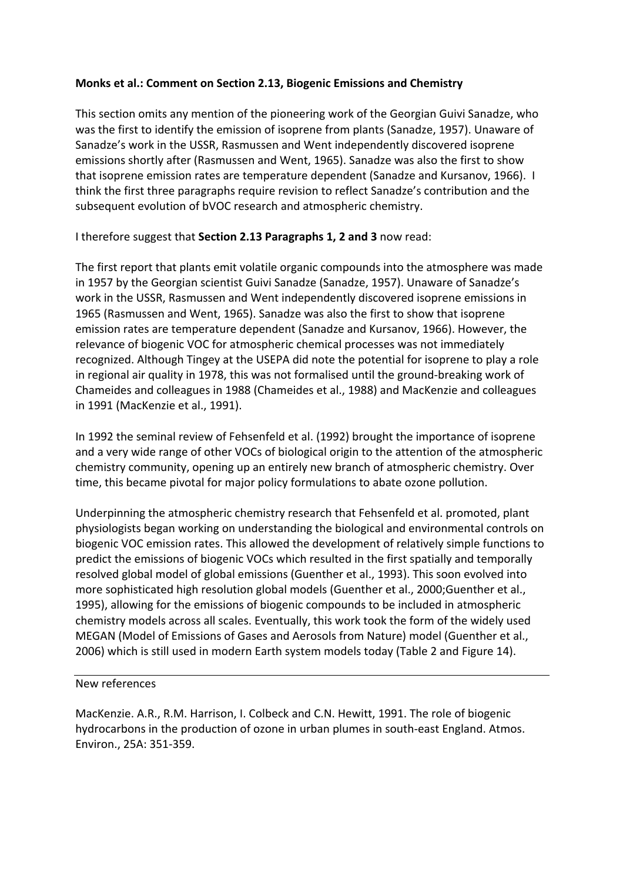**Monks et al.: Comment on Section 2.13, Biogenic Emissions and Chemistry**

This section omits any mention of the pioneering work of the Georgian Guivi Sanadze, who was the first to identify the emission of isoprene from plants (Sanadze, 1957). Unaware of Sanadze's work in the USSR, Rasmussen and Went independently discovered isoprene emissions shortly after (Rasmussen and Went, 1965). Sanadze was also the first to show that isoprene emission rates are temperature dependent (Sanadze and Kursanov, 1966). I think the first three paragraphs require revision to reflect Sanadze's contribution and the subsequent evolution of bVOC research and atmospheric chemistry.

I therefore suggest that **Section 2.13 Paragraphs 1, 2 and 3** now read:

The first report that plants emit volatile organic compounds into the atmosphere was made in 1957 by the Georgian scientist Guivi Sanadze (Sanadze, 1957). Unaware of Sanadze's work in the USSR, Rasmussen and Went independently discovered isoprene emissions in 1965 (Rasmussen and Went, 1965). Sanadze was also the first to show that isoprene emission rates are temperature dependent (Sanadze and Kursanov, 1966). However, the relevance of biogenic VOC for atmospheric chemical processes was not immediately recognized. Although Tingey at the USEPA did note the potential for isoprene to play a role in regional air quality in 1978, this was not formalised until the ground-breaking work of Chameides and colleagues in 1988 (Chameides et al., 1988) and MacKenzie and colleagues in 1991 (MacKenzie et al., 1991).

In 1992 the seminal review of Fehsenfeld et al. (1992) brought the importance of isoprene and a very wide range of other VOCs of biological origin to the attention of the atmospheric chemistry community, opening up an entirely new branch of atmospheric chemistry. Over time, this became pivotal for major policy formulations to abate ozone pollution.

Underpinning the atmospheric chemistry research that Fehsenfeld et al. promoted, plant physiologists began working on understanding the biological and environmental controls on biogenic VOC emission rates. This allowed the development of relatively simple functions to predict the emissions of biogenic VOCs which resulted in the first spatially and temporally resolved global model of global emissions (Guenther et al., 1993). This soon evolved into more sophisticated high resolution global models (Guenther et al., 2000;Guenther et al., 1995), allowing for the emissions of biogenic compounds to be included in atmospheric chemistry models across all scales. Eventually, this work took the form of the widely used MEGAN (Model of Emissions of Gases and Aerosols from Nature) model (Guenther et al., 2006) which is still used in modern Earth system models today (Table 2 and Figure 14).

---

New references

MacKenzie. A.R., R.M. Harrison, I. Colbeck and C.N. Hewitt, 1991. The role of biogenic hydrocarbons in the production of ozone in urban plumes in south-east England. Atmos. Environ., 25A: 351-359.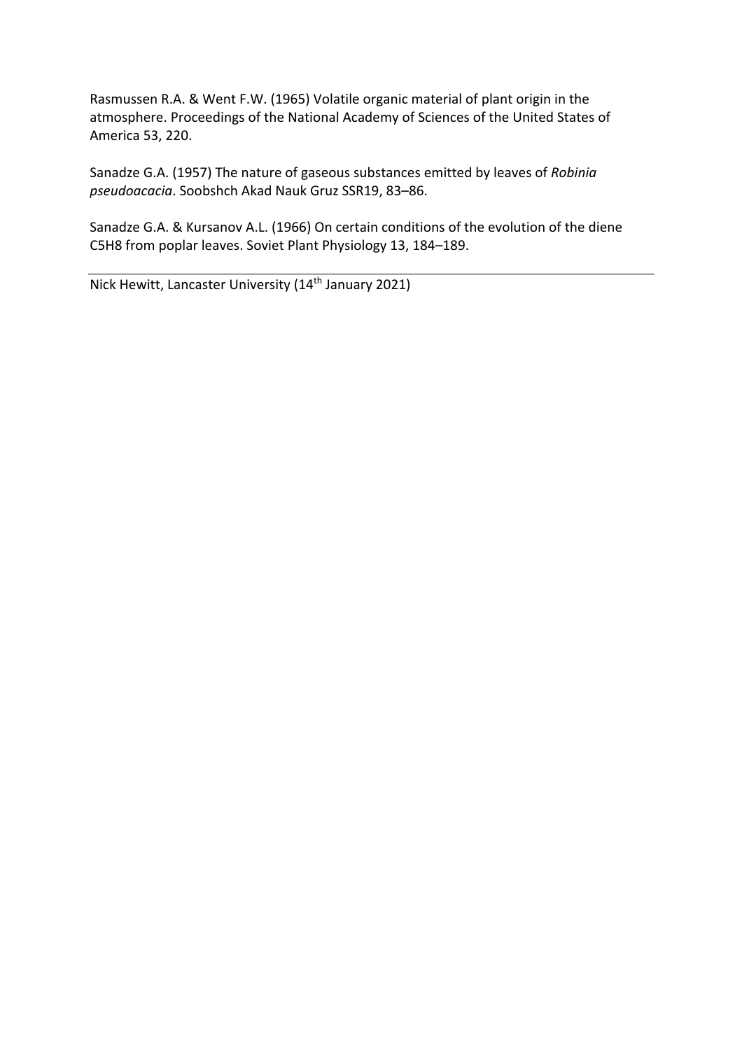Rasmussen R.A. & Went F.W. (1965) Volatile organic material of plant origin in the atmosphere. Proceedings of the National Academy of Sciences of the United States of America 53, 220.

Sanadze G.A. (1957) The nature of gaseous substances emitted by leaves of *Robinia pseudoacacia*. Soobshch Akad Nauk Gruz SSR19, 83–86.

Sanadze G.A. & Kursanov A.L. (1966) On certain conditions of the evolution of the diene $C_5H_8$ from poplar leaves. Soviet Plant Physiology 13, 184–189.

---

Nick Hewitt, Lancaster University (14th January 2021)